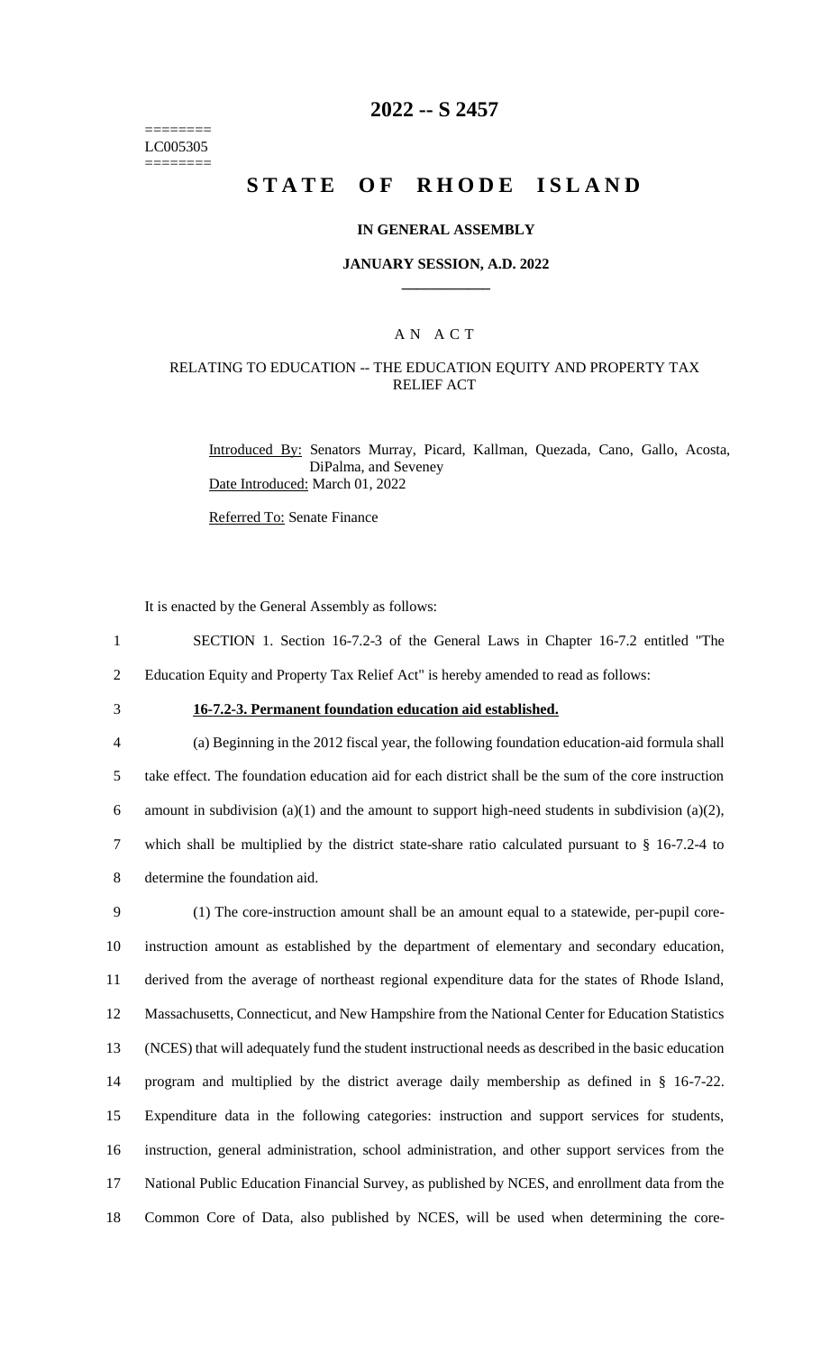========
LC005305
========

# 2022 -- S 2457

# STATE OF RHODE ISLAND

### IN GENERAL ASSEMBLY

### JANUARY SESSION, A.D. 2022

## A N A C T

### RELATING TO EDUCATION -- THE EDUCATION EQUITY AND PROPERTY TAX RELIEF ACT

Introduced By: Senators Murray, Picard, Kallman, Quezada, Cano, Gallo, Acosta, DiPalma, and Seveney

Date Introduced: March 01, 2022

Referred To: Senate Finance

It is enacted by the General Assembly as follows:

SECTION 1. Section 16-7.2-3 of the General Laws in Chapter 16-7.2 entitled "The Education Equity and Property Tax Relief Act" is hereby amended to read as follows:

**16-7.2-3. Permanent foundation education aid established.**

(a) Beginning in the 2012 fiscal year, the following foundation education-aid formula shall take effect. The foundation education aid for each district shall be the sum of the core instruction amount in subdivision (a)(1) and the amount to support high-need students in subdivision (a)(2), which shall be multiplied by the district state-share ratio calculated pursuant to § 16-7.2-4 to determine the foundation aid.

(1) The core-instruction amount shall be an amount equal to a statewide, per-pupil core-instruction amount as established by the department of elementary and secondary education, derived from the average of northeast regional expenditure data for the states of Rhode Island, Massachusetts, Connecticut, and New Hampshire from the National Center for Education Statistics (NCES) that will adequately fund the student instructional needs as described in the basic education program and multiplied by the district average daily membership as defined in § 16-7-22. Expenditure data in the following categories: instruction and support services for students, instruction, general administration, school administration, and other support services from the National Public Education Financial Survey, as published by NCES, and enrollment data from the Common Core of Data, also published by NCES, will be used when determining the core-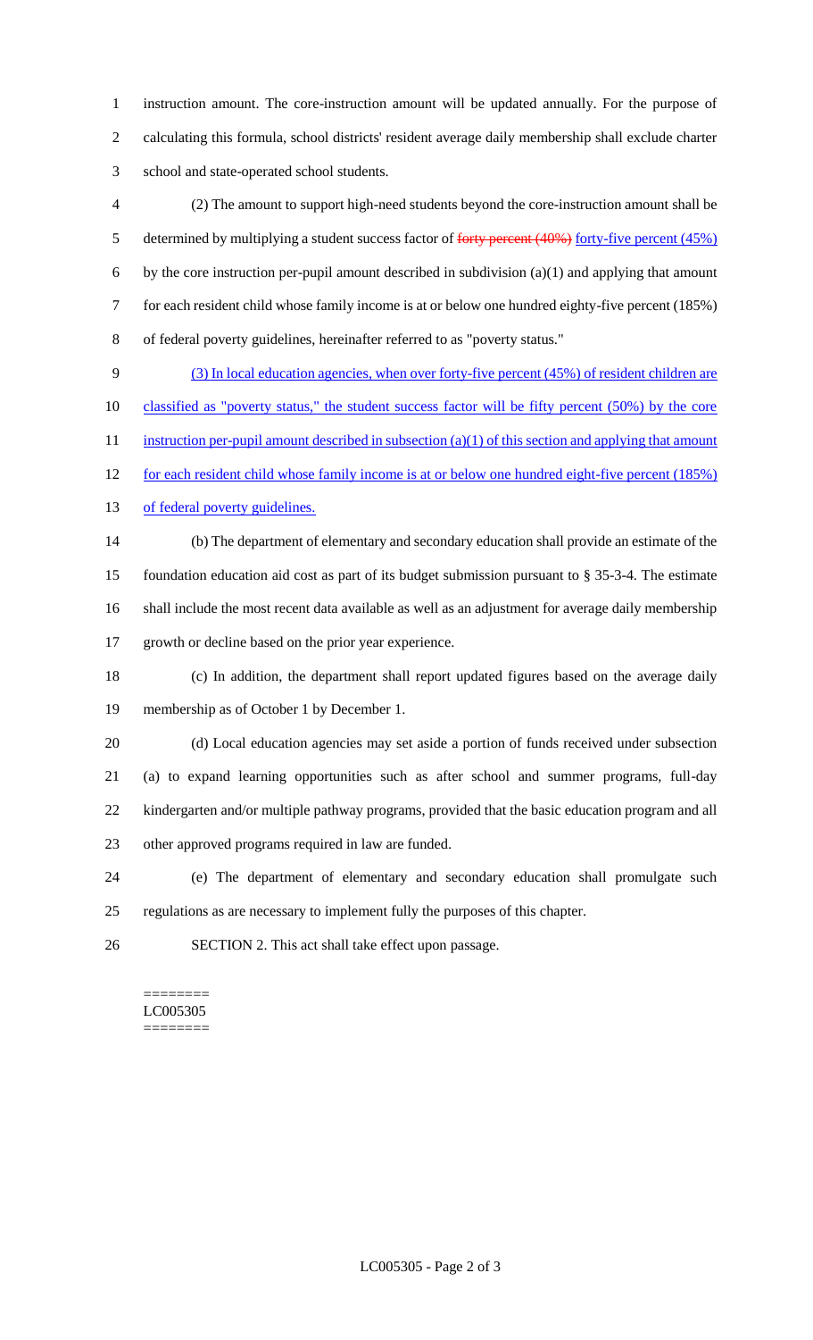instruction amount. The core-instruction amount will be updated annually. For the purpose of calculating this formula, school districts' resident average daily membership shall exclude charter school and state-operated school students.

(2) The amount to support high-need students beyond the core-instruction amount shall be determined by multiplying a student success factor of ~~forty percent (40%)~~ forty-five percent (45%) by the core instruction per-pupil amount described in subdivision (a)(1) and applying that amount for each resident child whose family income is at or below one hundred eighty-five percent (185%) of federal poverty guidelines, hereinafter referred to as "poverty status."

(3) In local education agencies, when over forty-five percent (45%) of resident children are classified as "poverty status," the student success factor will be fifty percent (50%) by the core instruction per-pupil amount described in subsection (a)(1) of this section and applying that amount for each resident child whose family income is at or below one hundred eight-five percent (185%) of federal poverty guidelines.

(b) The department of elementary and secondary education shall provide an estimate of the foundation education aid cost as part of its budget submission pursuant to § 35-3-4. The estimate shall include the most recent data available as well as an adjustment for average daily membership growth or decline based on the prior year experience.

(c) In addition, the department shall report updated figures based on the average daily membership as of October 1 by December 1.

(d) Local education agencies may set aside a portion of funds received under subsection (a) to expand learning opportunities such as after school and summer programs, full-day kindergarten and/or multiple pathway programs, provided that the basic education program and all other approved programs required in law are funded.

(e) The department of elementary and secondary education shall promulgate such regulations as are necessary to implement fully the purposes of this chapter.

SECTION 2. This act shall take effect upon passage.

========
LC005305
========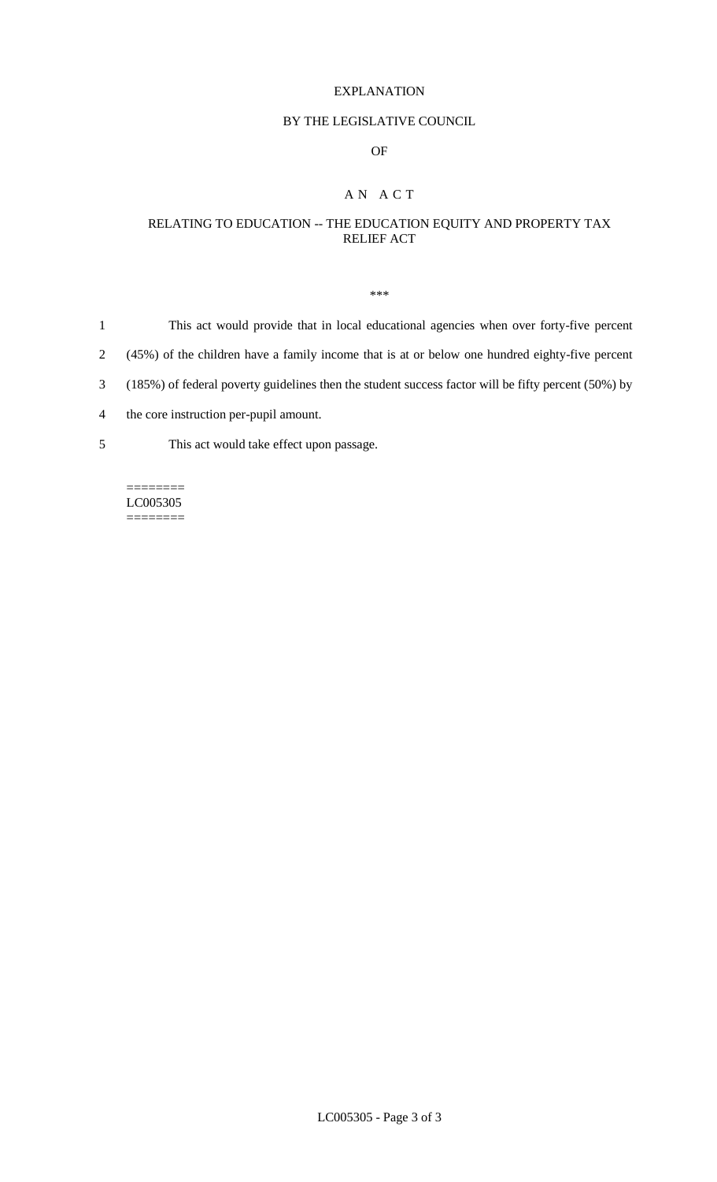EXPLANATION

BY THE LEGISLATIVE COUNCIL

OF

# A N A C T

## RELATING TO EDUCATION -- THE EDUCATION EQUITY AND PROPERTY TAX RELIEF ACT

\*\*\*

This act would provide that in local educational agencies when over forty-five percent (45%) of the children have a family income that is at or below one hundred eighty-five percent (185%) of federal poverty guidelines then the student success factor will be fifty percent (50%) by the core instruction per-pupil amount.

This act would take effect upon passage.

========
LC005305
========